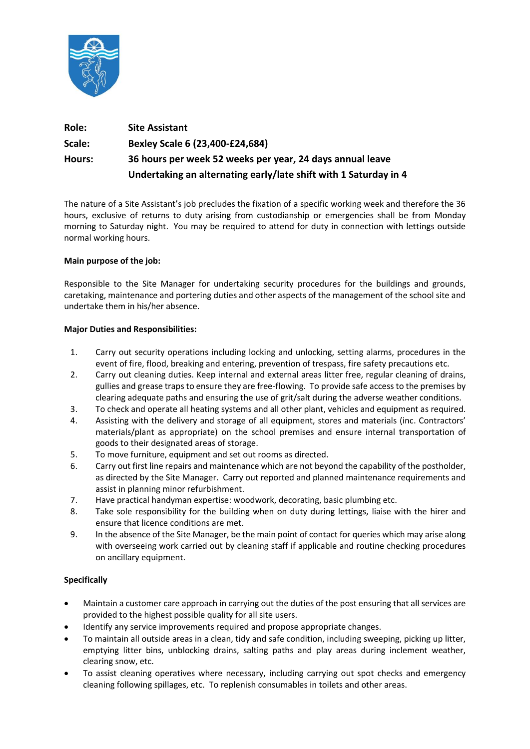| | |
|---|---|
| **Role:** | **Site Assistant** |
| **Scale:** | **Bexley Scale 6 (23,400-£24,684)** |
| **Hours:** | **36 hours per week 52 weeks per year, 24 days annual leave** |
| | **Undertaking an alternating early/late shift with 1 Saturday in 4** |

The nature of a Site Assistant's job precludes the fixation of a specific working week and therefore the 36 hours, exclusive of returns to duty arising from custodianship or emergencies shall be from Monday morning to Saturday night. You may be required to attend for duty in connection with lettings outside normal working hours.

**Main purpose of the job:**

Responsible to the Site Manager for undertaking security procedures for the buildings and grounds, caretaking, maintenance and portering duties and other aspects of the management of the school site and undertake them in his/her absence.

**Major Duties and Responsibilities:**

1. Carry out security operations including locking and unlocking, setting alarms, procedures in the event of fire, flood, breaking and entering, prevention of trespass, fire safety precautions etc.
2. Carry out cleaning duties. Keep internal and external areas litter free, regular cleaning of drains, gullies and grease traps to ensure they are free-flowing. To provide safe access to the premises by clearing adequate paths and ensuring the use of grit/salt during the adverse weather conditions.
3. To check and operate all heating systems and all other plant, vehicles and equipment as required.
4. Assisting with the delivery and storage of all equipment, stores and materials (inc. Contractors' materials/plant as appropriate) on the school premises and ensure internal transportation of goods to their designated areas of storage.
5. To move furniture, equipment and set out rooms as directed.
6. Carry out first line repairs and maintenance which are not beyond the capability of the postholder, as directed by the Site Manager. Carry out reported and planned maintenance requirements and assist in planning minor refurbishment.
7. Have practical handyman expertise: woodwork, decorating, basic plumbing etc.
8. Take sole responsibility for the building when on duty during lettings, liaise with the hirer and ensure that licence conditions are met.
9. In the absence of the Site Manager, be the main point of contact for queries which may arise along with overseeing work carried out by cleaning staff if applicable and routine checking procedures on ancillary equipment.

**Specifically**

- Maintain a customer care approach in carrying out the duties of the post ensuring that all services are provided to the highest possible quality for all site users.
- Identify any service improvements required and propose appropriate changes.
- To maintain all outside areas in a clean, tidy and safe condition, including sweeping, picking up litter, emptying litter bins, unblocking drains, salting paths and play areas during inclement weather, clearing snow, etc.
- To assist cleaning operatives where necessary, including carrying out spot checks and emergency cleaning following spillages, etc. To replenish consumables in toilets and other areas.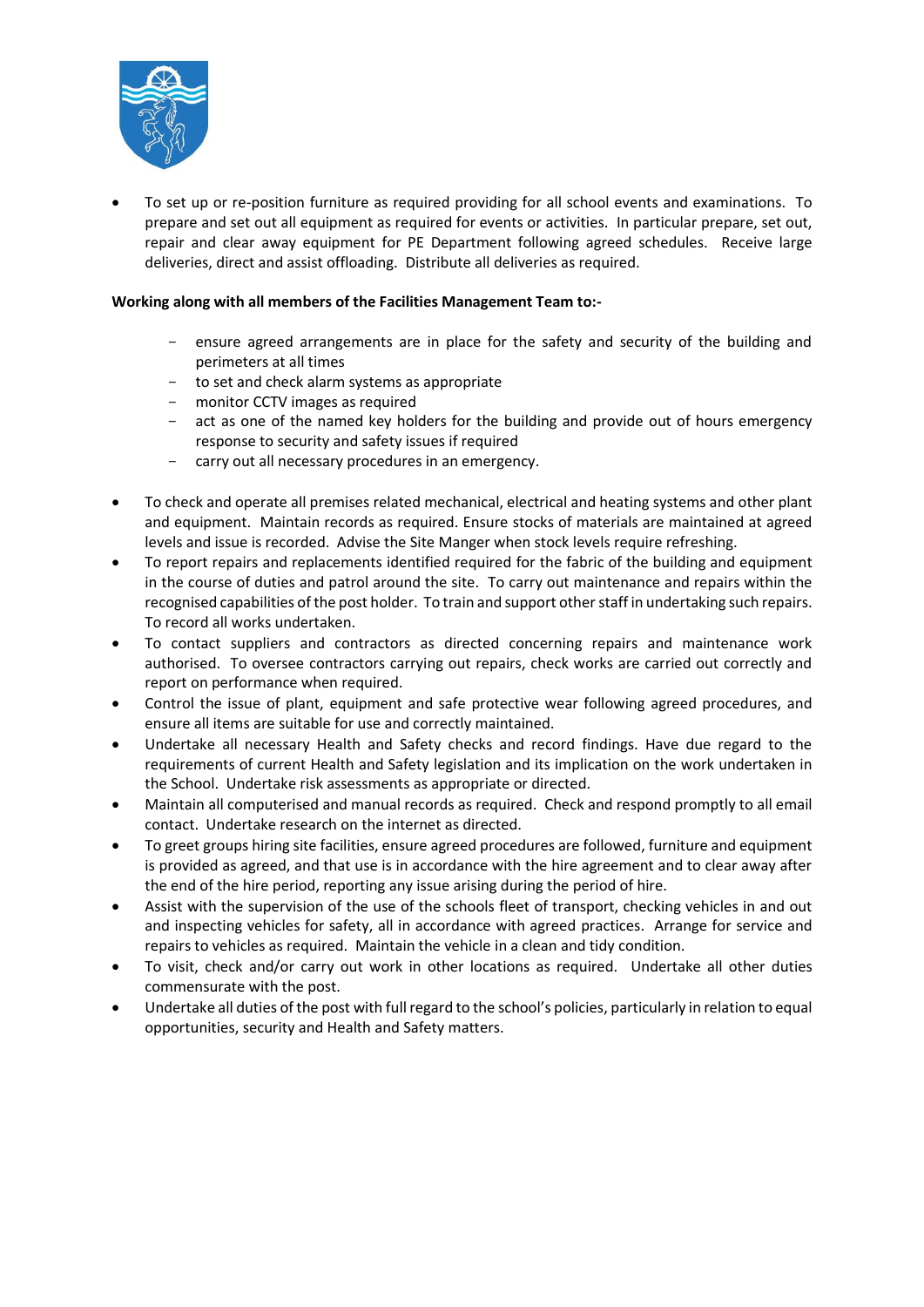- To set up or re-position furniture as required providing for all school events and examinations. To prepare and set out all equipment as required for events or activities. In particular prepare, set out, repair and clear away equipment for PE Department following agreed schedules. Receive large deliveries, direct and assist offloading. Distribute all deliveries as required.

**Working along with all members of the Facilities Management Team to:-**

- ensure agreed arrangements are in place for the safety and security of the building and perimeters at all times
- to set and check alarm systems as appropriate
- monitor CCTV images as required
- act as one of the named key holders for the building and provide out of hours emergency response to security and safety issues if required
- carry out all necessary procedures in an emergency.

- To check and operate all premises related mechanical, electrical and heating systems and other plant and equipment. Maintain records as required. Ensure stocks of materials are maintained at agreed levels and issue is recorded. Advise the Site Manger when stock levels require refreshing.
- To report repairs and replacements identified required for the fabric of the building and equipment in the course of duties and patrol around the site. To carry out maintenance and repairs within the recognised capabilities of the post holder. To train and support other staff in undertaking such repairs. To record all works undertaken.
- To contact suppliers and contractors as directed concerning repairs and maintenance work authorised. To oversee contractors carrying out repairs, check works are carried out correctly and report on performance when required.
- Control the issue of plant, equipment and safe protective wear following agreed procedures, and ensure all items are suitable for use and correctly maintained.
- Undertake all necessary Health and Safety checks and record findings. Have due regard to the requirements of current Health and Safety legislation and its implication on the work undertaken in the School. Undertake risk assessments as appropriate or directed.
- Maintain all computerised and manual records as required. Check and respond promptly to all email contact. Undertake research on the internet as directed.
- To greet groups hiring site facilities, ensure agreed procedures are followed, furniture and equipment is provided as agreed, and that use is in accordance with the hire agreement and to clear away after the end of the hire period, reporting any issue arising during the period of hire.
- Assist with the supervision of the use of the schools fleet of transport, checking vehicles in and out and inspecting vehicles for safety, all in accordance with agreed practices. Arrange for service and repairs to vehicles as required. Maintain the vehicle in a clean and tidy condition.
- To visit, check and/or carry out work in other locations as required. Undertake all other duties commensurate with the post.
- Undertake all duties of the post with full regard to the school's policies, particularly in relation to equal opportunities, security and Health and Safety matters.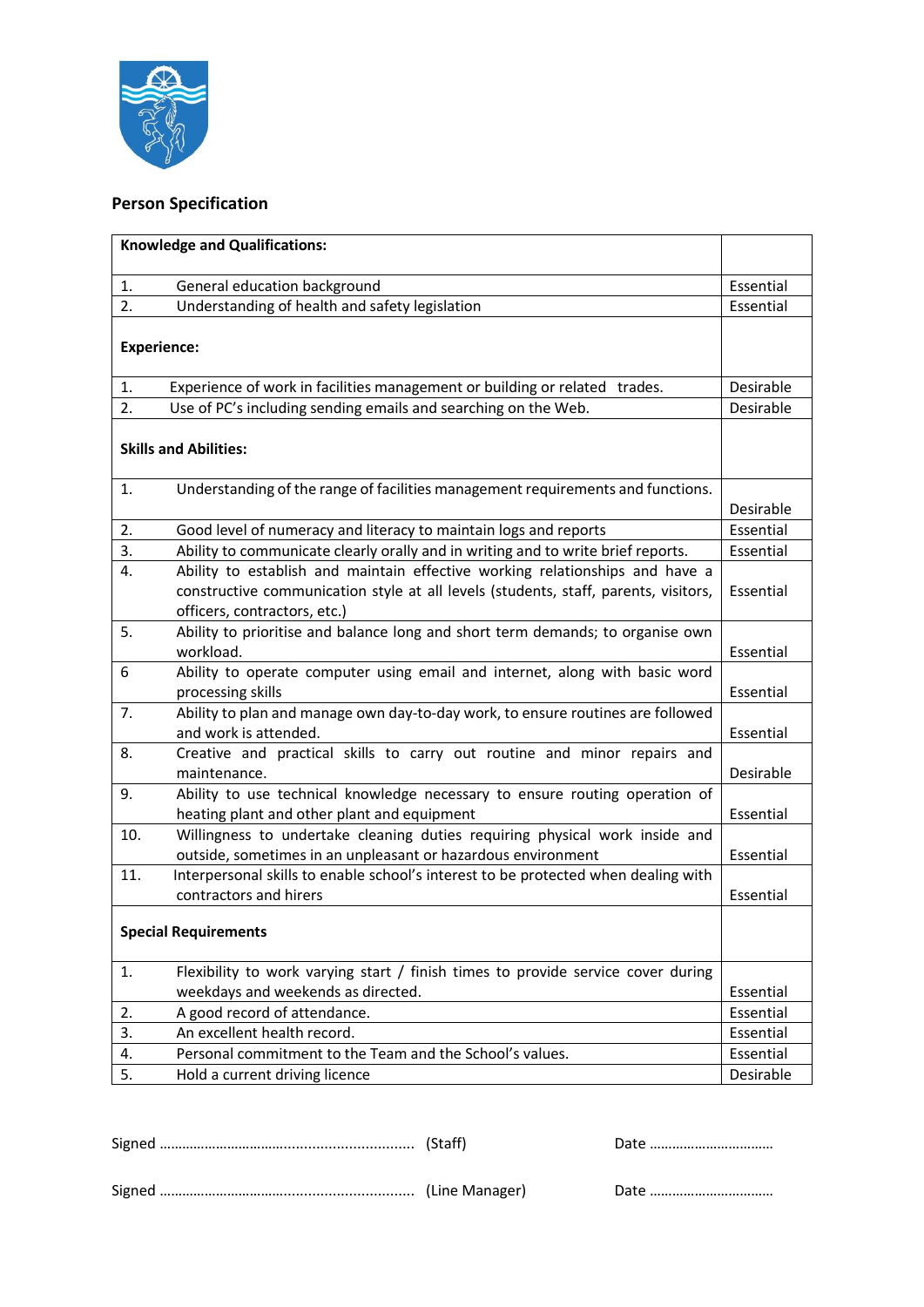## Person Specification

| | | |
|---|---|---|
| **Knowledge and Qualifications:** | | |
| 1. | General education background | Essential |
| 2. | Understanding of health and safety legislation | Essential |
| **Experience:** | | |
| 1. | Experience of work in facilities management or building or related trades. | Desirable |
| 2. | Use of PC's including sending emails and searching on the Web. | Desirable |
| **Skills and Abilities:** | | |
| 1. | Understanding of the range of facilities management requirements and functions. | Desirable |
| 2. | Good level of numeracy and literacy to maintain logs and reports | Essential |
| 3. | Ability to communicate clearly orally and in writing and to write brief reports. | Essential |
| 4. | Ability to establish and maintain effective working relationships and have a constructive communication style at all levels (students, staff, parents, visitors, officers, contractors, etc.) | Essential |
| 5. | Ability to prioritise and balance long and short term demands; to organise own workload. | Essential |
| 6 | Ability to operate computer using email and internet, along with basic word processing skills | Essential |
| 7. | Ability to plan and manage own day-to-day work, to ensure routines are followed and work is attended. | Essential |
| 8. | Creative and practical skills to carry out routine and minor repairs and maintenance. | Desirable |
| 9. | Ability to use technical knowledge necessary to ensure routing operation of heating plant and other plant and equipment | Essential |
| 10. | Willingness to undertake cleaning duties requiring physical work inside and outside, sometimes in an unpleasant or hazardous environment | Essential |
| 11. | Interpersonal skills to enable school's interest to be protected when dealing with contractors and hirers | Essential |
| **Special Requirements** | | |
| 1. | Flexibility to work varying start / finish times to provide service cover during weekdays and weekends as directed. | Essential |
| 2. | A good record of attendance. | Essential |
| 3. | An excellent health record. | Essential |
| 4. | Personal commitment to the Team and the School's values. | Essential |
| 5. | Hold a current driving licence | Desirable |

Signed ……………………………………………………… (Staff) Date ……………………………

Signed ……………………………………………………… (Line Manager) Date ……………………………